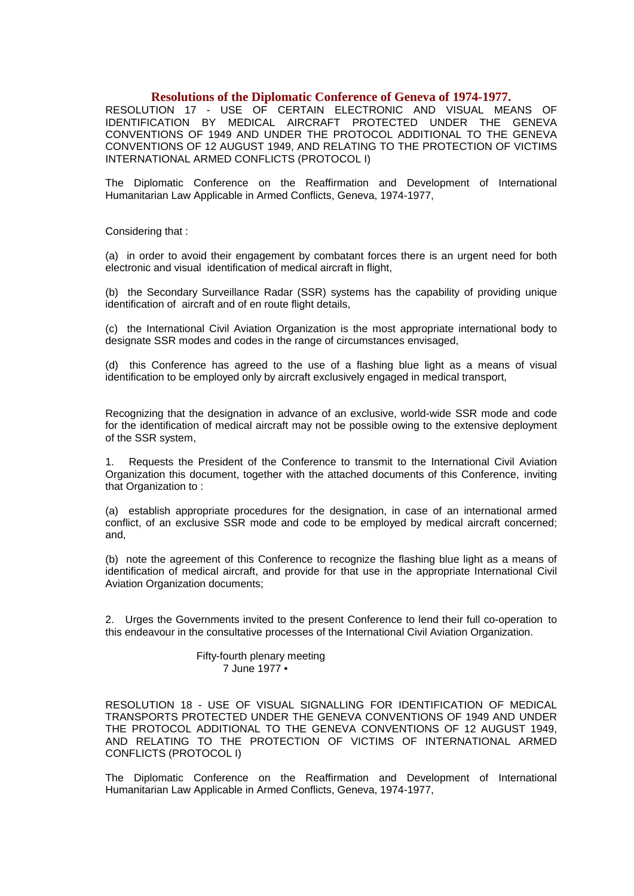# Resolutions of the Diplomatic Conference of Geneva of 1974-1977.

RESOLUTION 17 - USE OF CERTAIN ELECTRONIC AND VISUAL MEANS OF IDENTIFICATION BY MEDICAL AIRCRAFT PROTECTED UNDER THE GENEVA CONVENTIONS OF 1949 AND UNDER THE PROTOCOL ADDITIONAL TO THE GENEVA CONVENTIONS OF 12 AUGUST 1949, AND RELATING TO THE PROTECTION OF VICTIMS INTERNATIONAL ARMED CONFLICTS (PROTOCOL I)

The Diplomatic Conference on the Reaffirmation and Development of International Humanitarian Law Applicable in Armed Conflicts, Geneva, 1974-1977,

Considering that :

(a) in order to avoid their engagement by combatant forces there is an urgent need for both electronic and visual identification of medical aircraft in flight,

(b) the Secondary Surveillance Radar (SSR) systems has the capability of providing unique identification of aircraft and of en route flight details,

(c) the International Civil Aviation Organization is the most appropriate international body to designate SSR modes and codes in the range of circumstances envisaged,

(d) this Conference has agreed to the use of a flashing blue light as a means of visual identification to be employed only by aircraft exclusively engaged in medical transport,

Recognizing that the designation in advance of an exclusive, world-wide SSR mode and code for the identification of medical aircraft may not be possible owing to the extensive deployment of the SSR system,

1. Requests the President of the Conference to transmit to the International Civil Aviation Organization this document, together with the attached documents of this Conference, inviting that Organization to :

(a) establish appropriate procedures for the designation, in case of an international armed conflict, of an exclusive SSR mode and code to be employed by medical aircraft concerned; and,

(b) note the agreement of this Conference to recognize the flashing blue light as a means of identification of medical aircraft, and provide for that use in the appropriate International Civil Aviation Organization documents;

2. Urges the Governments invited to the present Conference to lend their full co-operation to this endeavour in the consultative processes of the International Civil Aviation Organization.

Fifty-fourth plenary meeting
7 June 1977 •

RESOLUTION 18 - USE OF VISUAL SIGNALLING FOR IDENTIFICATION OF MEDICAL TRANSPORTS PROTECTED UNDER THE GENEVA CONVENTIONS OF 1949 AND UNDER THE PROTOCOL ADDITIONAL TO THE GENEVA CONVENTIONS OF 12 AUGUST 1949, AND RELATING TO THE PROTECTION OF VICTIMS OF INTERNATIONAL ARMED CONFLICTS (PROTOCOL I)

The Diplomatic Conference on the Reaffirmation and Development of International Humanitarian Law Applicable in Armed Conflicts, Geneva, 1974-1977,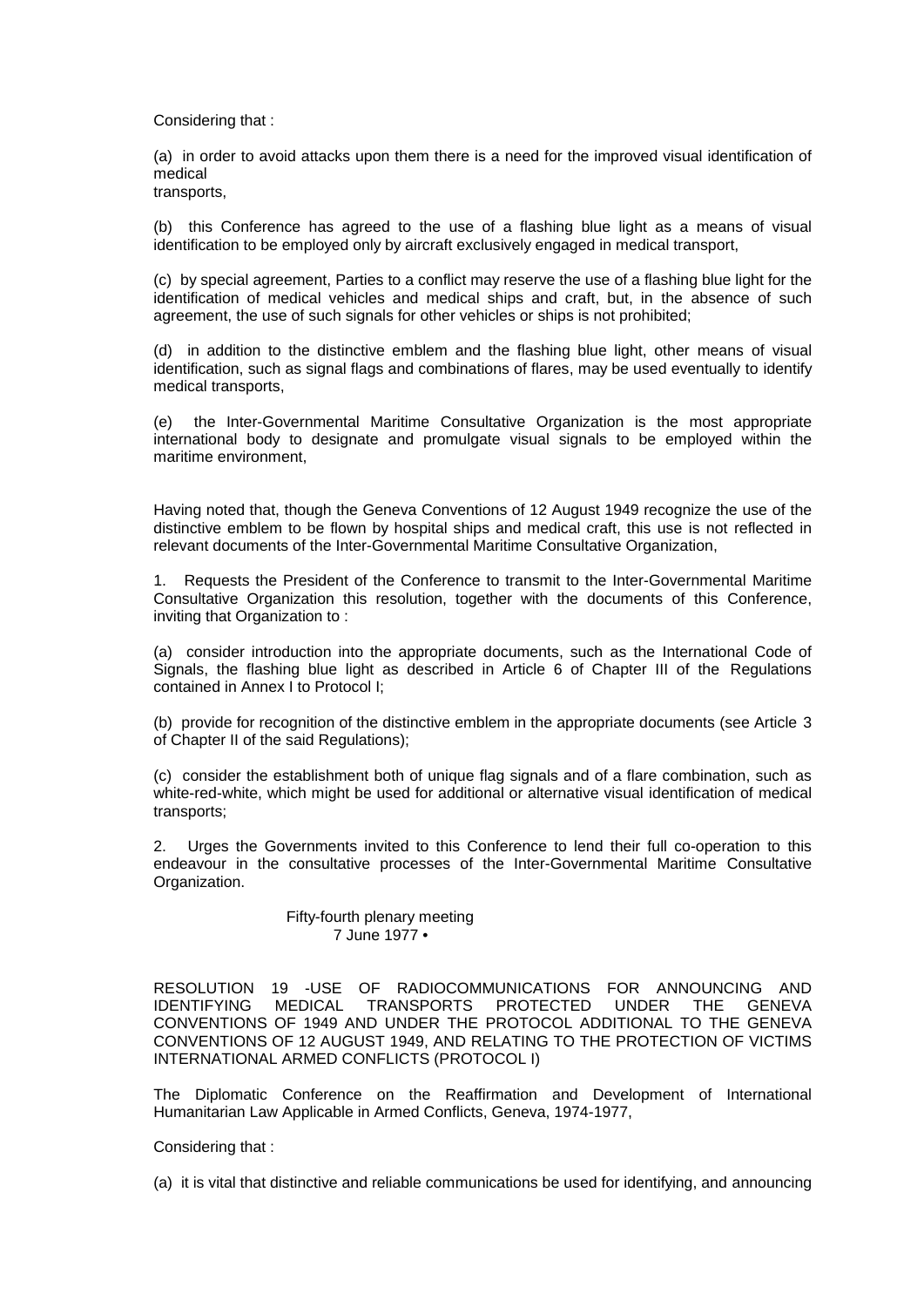Considering that :

(a) in order to avoid attacks upon them there is a need for the improved visual identification of medical
transports,

(b) this Conference has agreed to the use of a flashing blue light as a means of visual identification to be employed only by aircraft exclusively engaged in medical transport,

(c) by special agreement, Parties to a conflict may reserve the use of a flashing blue light for the identification of medical vehicles and medical ships and craft, but, in the absence of such agreement, the use of such signals for other vehicles or ships is not prohibited;

(d) in addition to the distinctive emblem and the flashing blue light, other means of visual identification, such as signal flags and combinations of flares, may be used eventually to identify medical transports,

(e) the Inter-Governmental Maritime Consultative Organization is the most appropriate international body to designate and promulgate visual signals to be employed within the maritime environment,

Having noted that, though the Geneva Conventions of 12 August 1949 recognize the use of the distinctive emblem to be flown by hospital ships and medical craft, this use is not reflected in relevant documents of the Inter-Governmental Maritime Consultative Organization,

1. Requests the President of the Conference to transmit to the Inter-Governmental Maritime Consultative Organization this resolution, together with the documents of this Conference, inviting that Organization to :

(a) consider introduction into the appropriate documents, such as the International Code of Signals, the flashing blue light as described in Article 6 of Chapter III of the Regulations contained in Annex I to Protocol I;

(b) provide for recognition of the distinctive emblem in the appropriate documents (see Article 3 of Chapter II of the said Regulations);

(c) consider the establishment both of unique flag signals and of a flare combination, such as white-red-white, which might be used for additional or alternative visual identification of medical transports;

2. Urges the Governments invited to this Conference to lend their full co-operation to this endeavour in the consultative processes of the Inter-Governmental Maritime Consultative Organization.

Fifty-fourth plenary meeting
7 June 1977 •

RESOLUTION 19 -USE OF RADIOCOMMUNICATIONS FOR ANNOUNCING AND IDENTIFYING MEDICAL TRANSPORTS PROTECTED UNDER THE GENEVA CONVENTIONS OF 1949 AND UNDER THE PROTOCOL ADDITIONAL TO THE GENEVA CONVENTIONS OF 12 AUGUST 1949, AND RELATING TO THE PROTECTION OF VICTIMS INTERNATIONAL ARMED CONFLICTS (PROTOCOL I)

The Diplomatic Conference on the Reaffirmation and Development of International Humanitarian Law Applicable in Armed Conflicts, Geneva, 1974-1977,

Considering that :

(a) it is vital that distinctive and reliable communications be used for identifying, and announcing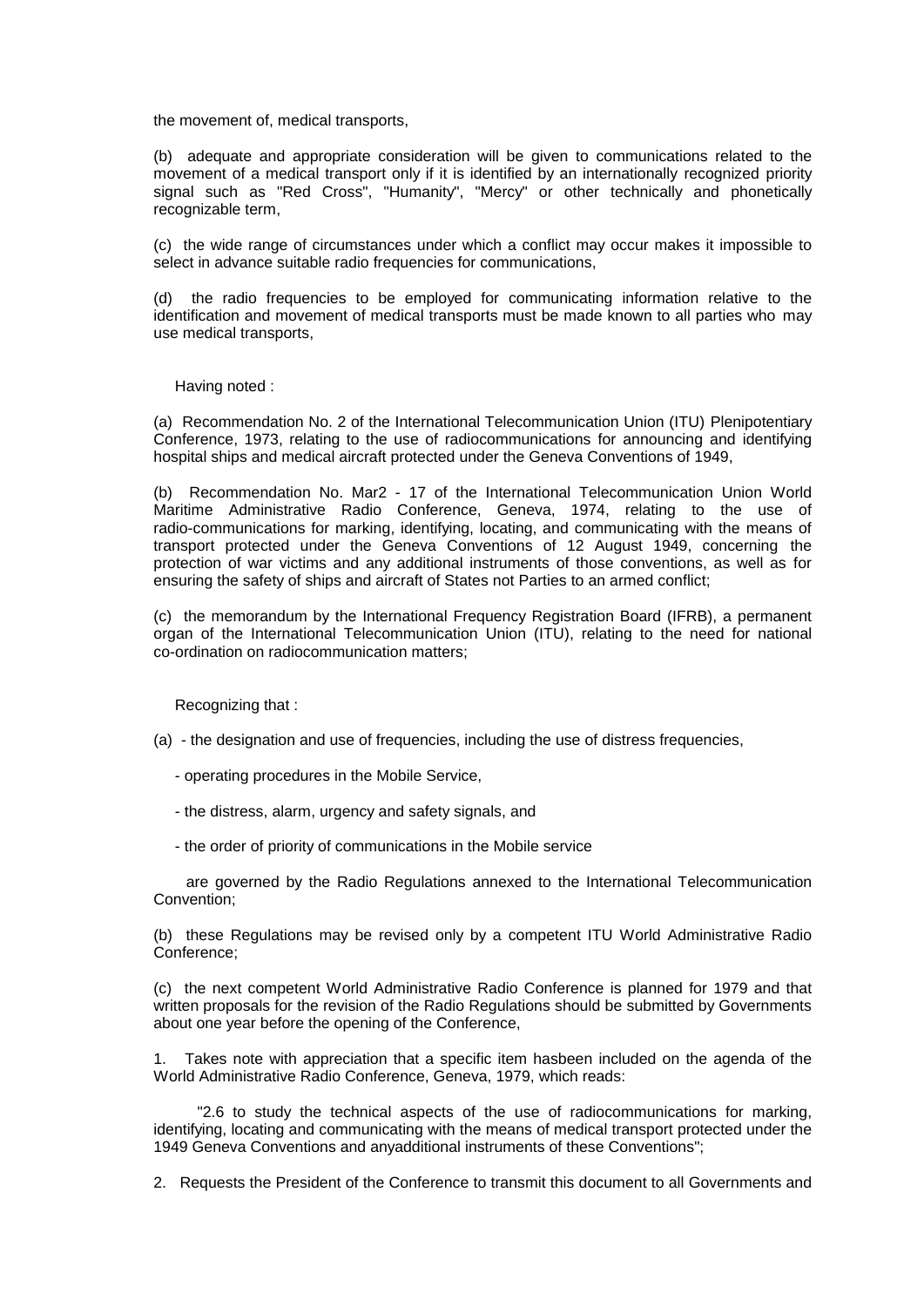the movement of, medical transports,

(b) adequate and appropriate consideration will be given to communications related to the movement of a medical transport only if it is identified by an internationally recognized priority signal such as "Red Cross", "Humanity", "Mercy" or other technically and phonetically recognizable term,

(c) the wide range of circumstances under which a conflict may occur makes it impossible to select in advance suitable radio frequencies for communications,

(d) the radio frequencies to be employed for communicating information relative to the identification and movement of medical transports must be made known to all parties who may use medical transports,

Having noted :

(a) Recommendation No. 2 of the International Telecommunication Union (ITU) Plenipotentiary Conference, 1973, relating to the use of radiocommunications for announcing and identifying hospital ships and medical aircraft protected under the Geneva Conventions of 1949,

(b) Recommendation No. Mar2 - 17 of the International Telecommunication Union World Maritime Administrative Radio Conference, Geneva, 1974, relating to the use of radio-communications for marking, identifying, locating, and communicating with the means of transport protected under the Geneva Conventions of 12 August 1949, concerning the protection of war victims and any additional instruments of those conventions, as well as for ensuring the safety of ships and aircraft of States not Parties to an armed conflict;

(c) the memorandum by the International Frequency Registration Board (IFRB), a permanent organ of the International Telecommunication Union (ITU), relating to the need for national co-ordination on radiocommunication matters;

Recognizing that :

(a) - the designation and use of frequencies, including the use of distress frequencies,

- operating procedures in the Mobile Service,

- the distress, alarm, urgency and safety signals, and

- the order of priority of communications in the Mobile service

are governed by the Radio Regulations annexed to the International Telecommunication Convention;

(b) these Regulations may be revised only by a competent ITU World Administrative Radio Conference;

(c) the next competent World Administrative Radio Conference is planned for 1979 and that written proposals for the revision of the Radio Regulations should be submitted by Governments about one year before the opening of the Conference,

1. Takes note with appreciation that a specific item hasbeen included on the agenda of the World Administrative Radio Conference, Geneva, 1979, which reads:

"2.6 to study the technical aspects of the use of radiocommunications for marking, identifying, locating and communicating with the means of medical transport protected under the 1949 Geneva Conventions and anyadditional instruments of these Conventions";

2. Requests the President of the Conference to transmit this document to all Governments and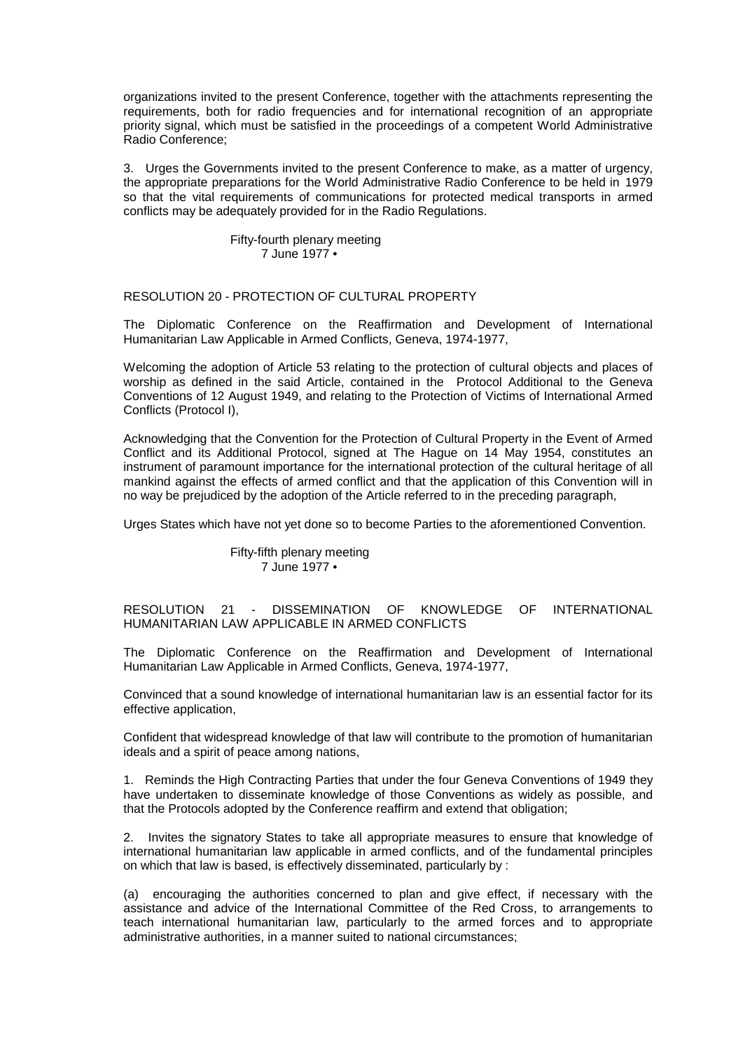organizations invited to the present Conference, together with the attachments representing the requirements, both for radio frequencies and for international recognition of an appropriate priority signal, which must be satisfied in the proceedings of a competent World Administrative Radio Conference;

3. Urges the Governments invited to the present Conference to make, as a matter of urgency, the appropriate preparations for the World Administrative Radio Conference to be held in 1979 so that the vital requirements of communications for protected medical transports in armed conflicts may be adequately provided for in the Radio Regulations.

Fifty-fourth plenary meeting
7 June 1977 •

## RESOLUTION 20 - PROTECTION OF CULTURAL PROPERTY

The Diplomatic Conference on the Reaffirmation and Development of International Humanitarian Law Applicable in Armed Conflicts, Geneva, 1974-1977,

Welcoming the adoption of Article 53 relating to the protection of cultural objects and places of worship as defined in the said Article, contained in the Protocol Additional to the Geneva Conventions of 12 August 1949, and relating to the Protection of Victims of International Armed Conflicts (Protocol I),

Acknowledging that the Convention for the Protection of Cultural Property in the Event of Armed Conflict and its Additional Protocol, signed at The Hague on 14 May 1954, constitutes an instrument of paramount importance for the international protection of the cultural heritage of all mankind against the effects of armed conflict and that the application of this Convention will in no way be prejudiced by the adoption of the Article referred to in the preceding paragraph,

Urges States which have not yet done so to become Parties to the aforementioned Convention.

Fifty-fifth plenary meeting
7 June 1977 •

## RESOLUTION 21 - DISSEMINATION OF KNOWLEDGE OF INTERNATIONAL HUMANITARIAN LAW APPLICABLE IN ARMED CONFLICTS

The Diplomatic Conference on the Reaffirmation and Development of International Humanitarian Law Applicable in Armed Conflicts, Geneva, 1974-1977,

Convinced that a sound knowledge of international humanitarian law is an essential factor for its effective application,

Confident that widespread knowledge of that law will contribute to the promotion of humanitarian ideals and a spirit of peace among nations,

1. Reminds the High Contracting Parties that under the four Geneva Conventions of 1949 they have undertaken to disseminate knowledge of those Conventions as widely as possible, and that the Protocols adopted by the Conference reaffirm and extend that obligation;

2. Invites the signatory States to take all appropriate measures to ensure that knowledge of international humanitarian law applicable in armed conflicts, and of the fundamental principles on which that law is based, is effectively disseminated, particularly by :

(a) encouraging the authorities concerned to plan and give effect, if necessary with the assistance and advice of the International Committee of the Red Cross, to arrangements to teach international humanitarian law, particularly to the armed forces and to appropriate administrative authorities, in a manner suited to national circumstances;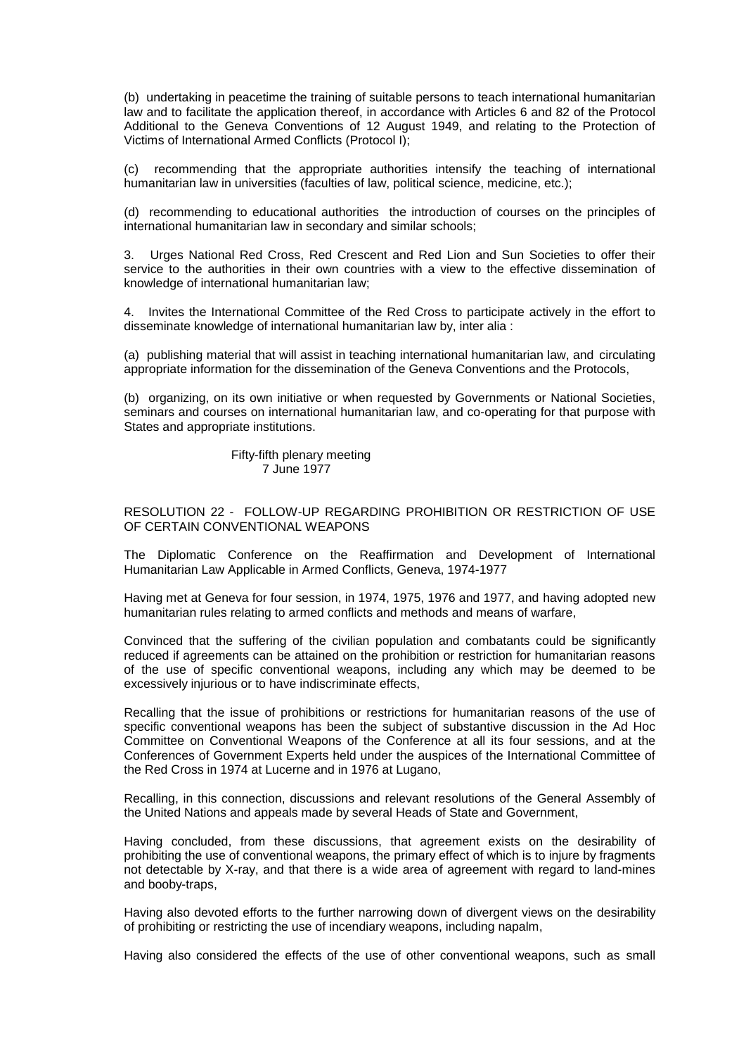(b) undertaking in peacetime the training of suitable persons to teach international humanitarian law and to facilitate the application thereof, in accordance with Articles 6 and 82 of the Protocol Additional to the Geneva Conventions of 12 August 1949, and relating to the Protection of Victims of International Armed Conflicts (Protocol I);

(c) recommending that the appropriate authorities intensify the teaching of international humanitarian law in universities (faculties of law, political science, medicine, etc.);

(d) recommending to educational authorities the introduction of courses on the principles of international humanitarian law in secondary and similar schools;

3. Urges National Red Cross, Red Crescent and Red Lion and Sun Societies to offer their service to the authorities in their own countries with a view to the effective dissemination of knowledge of international humanitarian law;

4. Invites the International Committee of the Red Cross to participate actively in the effort to disseminate knowledge of international humanitarian law by, inter alia :

(a) publishing material that will assist in teaching international humanitarian law, and circulating appropriate information for the dissemination of the Geneva Conventions and the Protocols,

(b) organizing, on its own initiative or when requested by Governments or National Societies, seminars and courses on international humanitarian law, and co-operating for that purpose with States and appropriate institutions.

Fifty-fifth plenary meeting
7 June 1977

## RESOLUTION 22 - FOLLOW-UP REGARDING PROHIBITION OR RESTRICTION OF USE OF CERTAIN CONVENTIONAL WEAPONS

The Diplomatic Conference on the Reaffirmation and Development of International Humanitarian Law Applicable in Armed Conflicts, Geneva, 1974-1977

Having met at Geneva for four session, in 1974, 1975, 1976 and 1977, and having adopted new humanitarian rules relating to armed conflicts and methods and means of warfare,

Convinced that the suffering of the civilian population and combatants could be significantly reduced if agreements can be attained on the prohibition or restriction for humanitarian reasons of the use of specific conventional weapons, including any which may be deemed to be excessively injurious or to have indiscriminate effects,

Recalling that the issue of prohibitions or restrictions for humanitarian reasons of the use of specific conventional weapons has been the subject of substantive discussion in the Ad Hoc Committee on Conventional Weapons of the Conference at all its four sessions, and at the Conferences of Government Experts held under the auspices of the International Committee of the Red Cross in 1974 at Lucerne and in 1976 at Lugano,

Recalling, in this connection, discussions and relevant resolutions of the General Assembly of the United Nations and appeals made by several Heads of State and Government,

Having concluded, from these discussions, that agreement exists on the desirability of prohibiting the use of conventional weapons, the primary effect of which is to injure by fragments not detectable by X-ray, and that there is a wide area of agreement with regard to land-mines and booby-traps,

Having also devoted efforts to the further narrowing down of divergent views on the desirability of prohibiting or restricting the use of incendiary weapons, including napalm,

Having also considered the effects of the use of other conventional weapons, such as small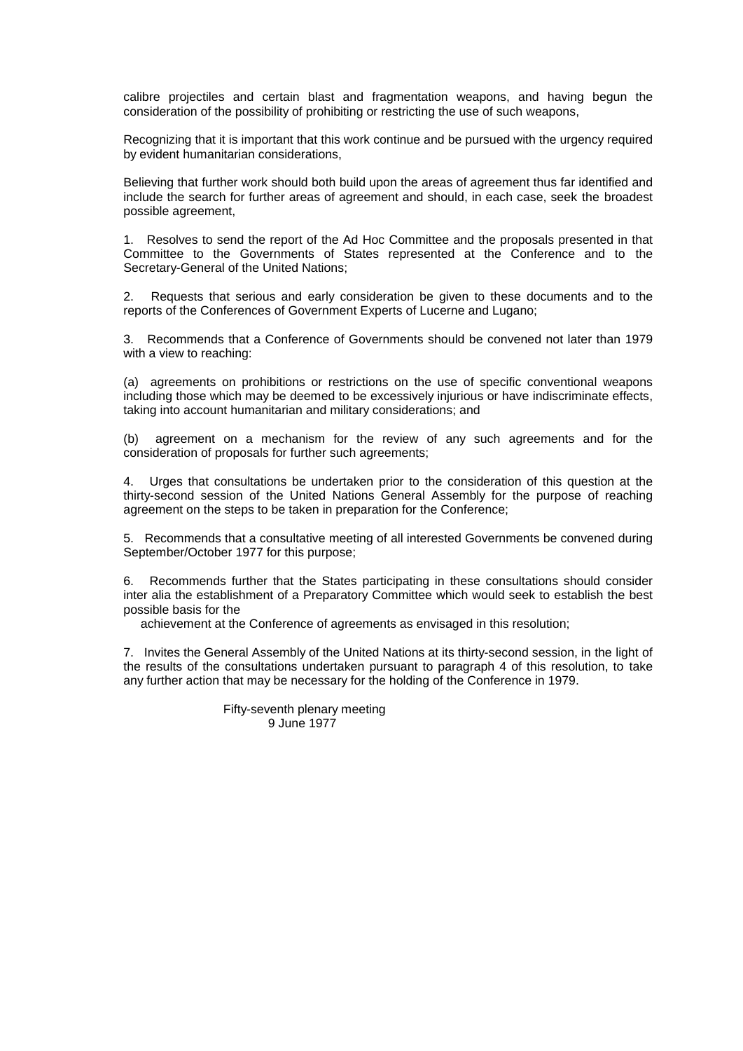calibre projectiles and certain blast and fragmentation weapons, and having begun the consideration of the possibility of prohibiting or restricting the use of such weapons,

Recognizing that it is important that this work continue and be pursued with the urgency required by evident humanitarian considerations,

Believing that further work should both build upon the areas of agreement thus far identified and include the search for further areas of agreement and should, in each case, seek the broadest possible agreement,

1. Resolves to send the report of the Ad Hoc Committee and the proposals presented in that Committee to the Governments of States represented at the Conference and to the Secretary-General of the United Nations;

2. Requests that serious and early consideration be given to these documents and to the reports of the Conferences of Government Experts of Lucerne and Lugano;

3. Recommends that a Conference of Governments should be convened not later than 1979 with a view to reaching:

(a) agreements on prohibitions or restrictions on the use of specific conventional weapons including those which may be deemed to be excessively injurious or have indiscriminate effects, taking into account humanitarian and military considerations; and

(b) agreement on a mechanism for the review of any such agreements and for the consideration of proposals for further such agreements;

4. Urges that consultations be undertaken prior to the consideration of this question at the thirty-second session of the United Nations General Assembly for the purpose of reaching agreement on the steps to be taken in preparation for the Conference;

5. Recommends that a consultative meeting of all interested Governments be convened during September/October 1977 for this purpose;

6. Recommends further that the States participating in these consultations should consider inter alia the establishment of a Preparatory Committee which would seek to establish the best possible basis for the achievement at the Conference of agreements as envisaged in this resolution;

7. Invites the General Assembly of the United Nations at its thirty-second session, in the light of the results of the consultations undertaken pursuant to paragraph 4 of this resolution, to take any further action that may be necessary for the holding of the Conference in 1979.

Fifty-seventh plenary meeting
9 June 1977